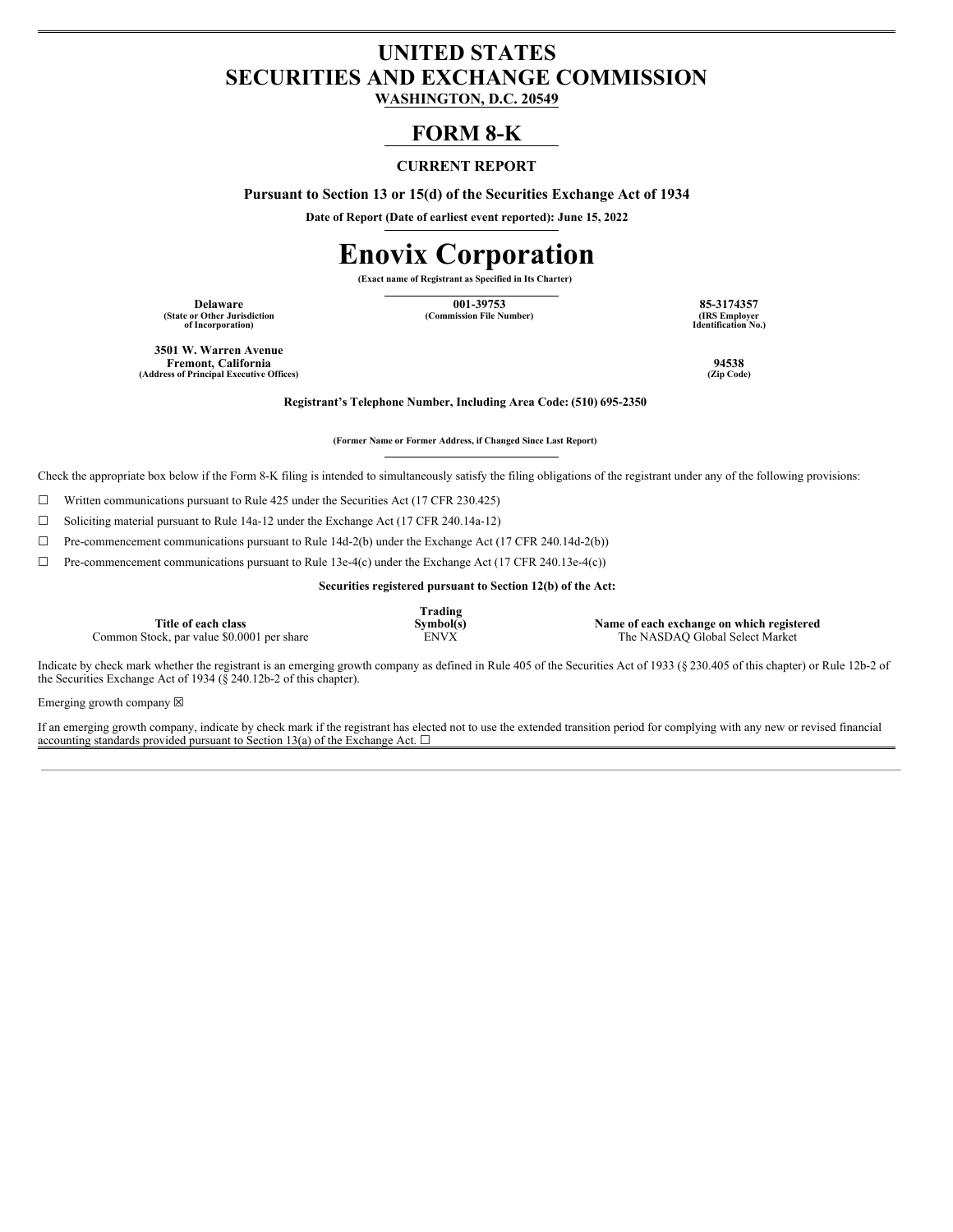# UNITED STATES
# SECURITIES AND EXCHANGE COMMISSION

**WASHINGTON, D.C. 20549**

## FORM 8-K

**CURRENT REPORT**

**Pursuant to Section 13 or 15(d) of the Securities Exchange Act of 1934**

**Date of Report (Date of earliest event reported): June 15, 2022**

# Enovix Corporation

**(Exact name of Registrant as Specified in Its Charter)**

| Delaware | 001-39753 | 85-3174357 |
|---|---|---|
| (State or Other Jurisdiction of Incorporation) | (Commission File Number) | (IRS Employer Identification No.) |

| 3501 W. Warren Avenue Fremont, California | 94538 |
|---|---|
| (Address of Principal Executive Offices) | (Zip Code) |

**Registrant's Telephone Number, Including Area Code: (510) 695-2350**

**(Former Name or Former Address, if Changed Since Last Report)**

Check the appropriate box below if the Form 8-K filing is intended to simultaneously satisfy the filing obligations of the registrant under any of the following provisions:

☐ Written communications pursuant to Rule 425 under the Securities Act (17 CFR 230.425)

☐ Soliciting material pursuant to Rule 14a-12 under the Exchange Act (17 CFR 240.14a-12)

☐ Pre-commencement communications pursuant to Rule 14d-2(b) under the Exchange Act (17 CFR 240.14d-2(b))

☐ Pre-commencement communications pursuant to Rule 13e-4(c) under the Exchange Act (17 CFR 240.13e-4(c))

**Securities registered pursuant to Section 12(b) of the Act:**

| Title of each class | Trading Symbol(s) | Name of each exchange on which registered |
|---|---|---|
| Common Stock, par value $0.0001 per share | ENVX | The NASDAQ Global Select Market |

Indicate by check mark whether the registrant is an emerging growth company as defined in Rule 405 of the Securities Act of 1933 (§ 230.405 of this chapter) or Rule 12b-2 of the Securities Exchange Act of 1934 (§ 240.12b-2 of this chapter).

Emerging growth company ☒

If an emerging growth company, indicate by check mark if the registrant has elected not to use the extended transition period for complying with any new or revised financial accounting standards provided pursuant to Section 13(a) of the Exchange Act. ☐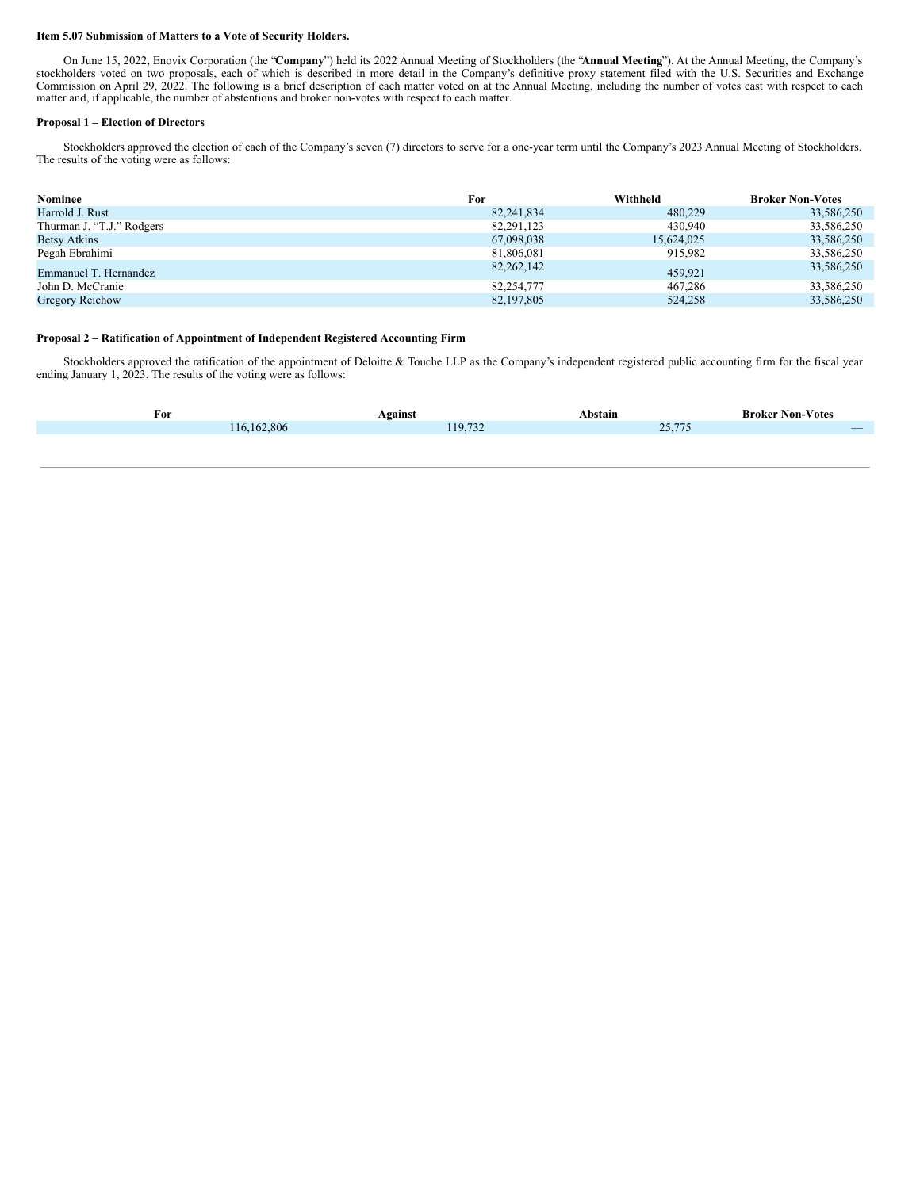**Item 5.07 Submission of Matters to a Vote of Security Holders.**

On June 15, 2022, Enovix Corporation (the "**Company**") held its 2022 Annual Meeting of Stockholders (the "**Annual Meeting**"). At the Annual Meeting, the Company's stockholders voted on two proposals, each of which is described in more detail in the Company's definitive proxy statement filed with the U.S. Securities and Exchange Commission on April 29, 2022. The following is a brief description of each matter voted on at the Annual Meeting, including the number of votes cast with respect to each matter and, if applicable, the number of abstentions and broker non-votes with respect to each matter.

**Proposal 1 – Election of Directors**

Stockholders approved the election of each of the Company's seven (7) directors to serve for a one-year term until the Company's 2023 Annual Meeting of Stockholders. The results of the voting were as follows:

| Nominee | For | Withheld | Broker Non-Votes |
|---|---|---|---|
| Harrold J. Rust | 82,241,834 | 480,229 | 33,586,250 |
| Thurman J. "T.J." Rodgers | 82,291,123 | 430,940 | 33,586,250 |
| Betsy Atkins | 67,098,038 | 15,624,025 | 33,586,250 |
| Pegah Ebrahimi | 81,806,081 | 915,982 | 33,586,250 |
| Emmanuel T. Hernandez | 82,262,142 | 459,921 | 33,586,250 |
| John D. McCranie | 82,254,777 | 467,286 | 33,586,250 |
| Gregory Reichow | 82,197,805 | 524,258 | 33,586,250 |

**Proposal 2 – Ratification of Appointment of Independent Registered Accounting Firm**

Stockholders approved the ratification of the appointment of Deloitte & Touche LLP as the Company's independent registered public accounting firm for the fiscal year ending January 1, 2023. The results of the voting were as follows:

| For | Against | Abstain | Broker Non-Votes |
|---|---|---|---|
| 116,162,806 | 119,732 | 25,775 | — |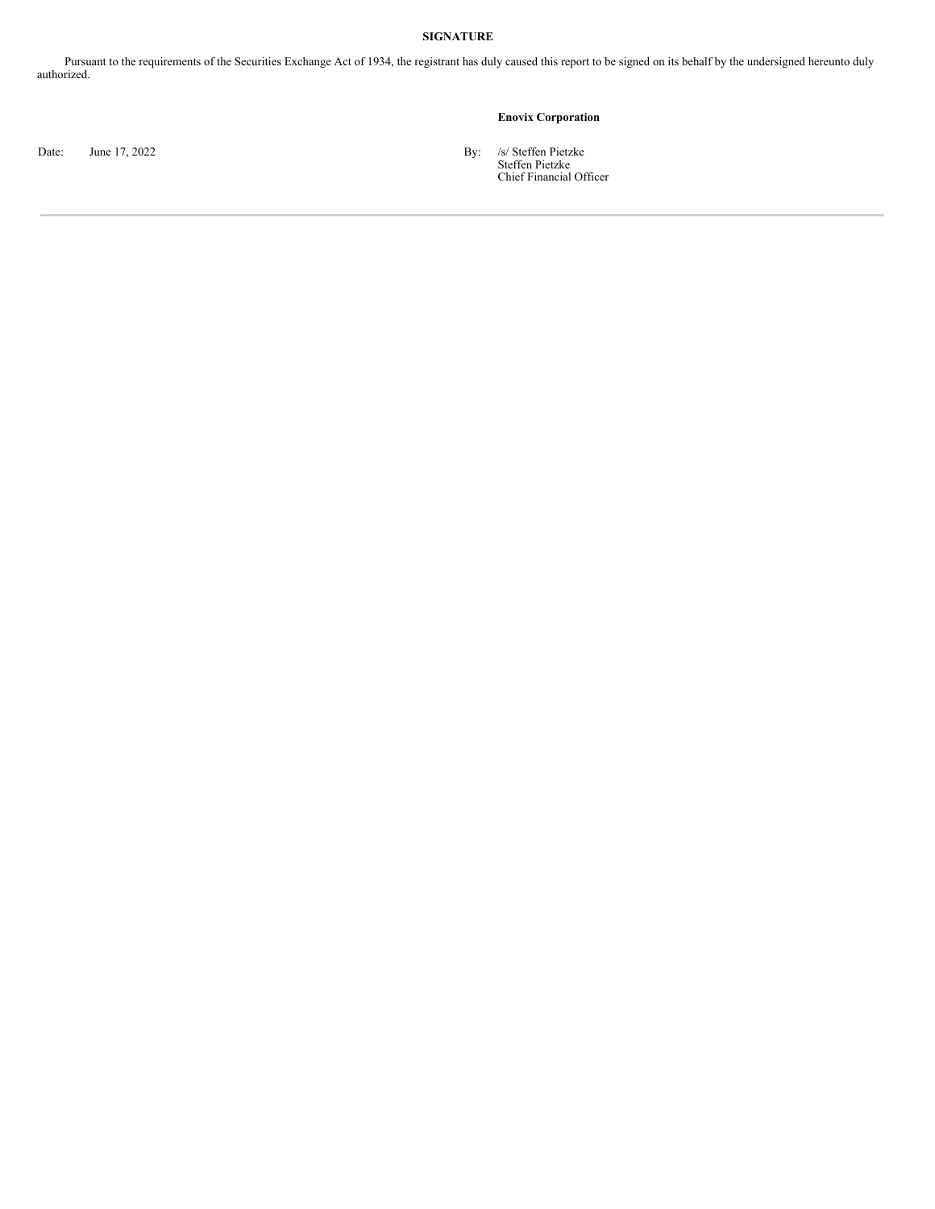## SIGNATURE

Pursuant to the requirements of the Securities Exchange Act of 1934, the registrant has duly caused this report to be signed on its behalf by the undersigned hereunto duly authorized.

| | | | |
|---|---|---|---|
| | | | **Enovix Corporation** |
| Date: | June 17, 2022 | By: | /s/ Steffen Pietzke<br>Steffen Pietzke<br>Chief Financial Officer |